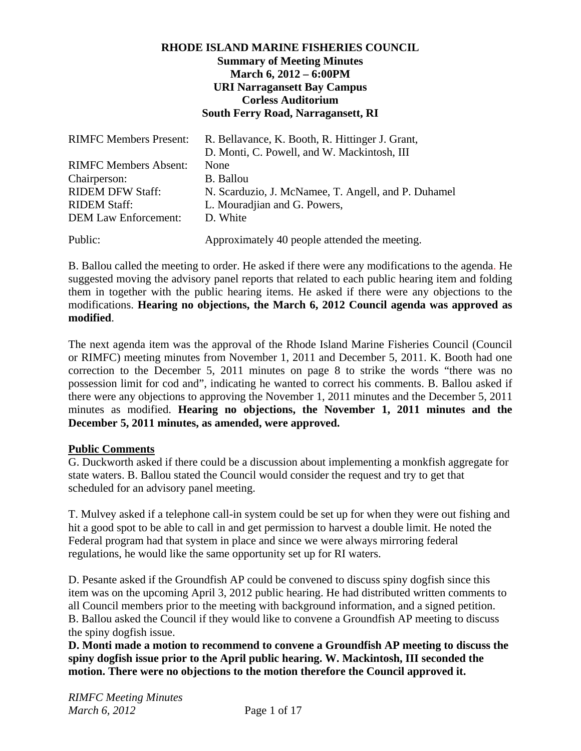**RHODE ISLAND MARINE FISHERIES COUNCIL**
**Summary of Meeting Minutes**
**March 6, 2012 – 6:00PM**
**URI Narragansett Bay Campus**
**Corless Auditorium**
**South Ferry Road, Narragansett, RI**

| | |
|---|---|
| RIMFC Members Present: | R. Bellavance, K. Booth, R. Hittinger J. Grant, D. Monti, C. Powell, and W. Mackintosh, III |
| RIMFC Members Absent: | None |
| Chairperson: | B. Ballou |
| RIDEM DFW Staff: | N. Scarduzio, J. McNamee, T. Angell, and P. Duhamel |
| RIDEM Staff: | L. Mouradjian and G. Powers, |
| DEM Law Enforcement: | D. White |
| Public: | Approximately 40 people attended the meeting. |

B. Ballou called the meeting to order. He asked if there were any modifications to the agenda. He suggested moving the advisory panel reports that related to each public hearing item and folding them in together with the public hearing items. He asked if there were any objections to the modifications. **Hearing no objections, the March 6, 2012 Council agenda was approved as modified**.

The next agenda item was the approval of the Rhode Island Marine Fisheries Council (Council or RIMFC) meeting minutes from November 1, 2011 and December 5, 2011. K. Booth had one correction to the December 5, 2011 minutes on page 8 to strike the words "there was no possession limit for cod and", indicating he wanted to correct his comments. B. Ballou asked if there were any objections to approving the November 1, 2011 minutes and the December 5, 2011 minutes as modified. **Hearing no objections, the November 1, 2011 minutes and the December 5, 2011 minutes, as amended, were approved.**

**Public Comments**

G. Duckworth asked if there could be a discussion about implementing a monkfish aggregate for state waters. B. Ballou stated the Council would consider the request and try to get that scheduled for an advisory panel meeting.

T. Mulvey asked if a telephone call-in system could be set up for when they were out fishing and hit a good spot to be able to call in and get permission to harvest a double limit. He noted the Federal program had that system in place and since we were always mirroring federal regulations, he would like the same opportunity set up for RI waters.

D. Pesante asked if the Groundfish AP could be convened to discuss spiny dogfish since this item was on the upcoming April 3, 2012 public hearing. He had distributed written comments to all Council members prior to the meeting with background information, and a signed petition. B. Ballou asked the Council if they would like to convene a Groundfish AP meeting to discuss the spiny dogfish issue.

**D. Monti made a motion to recommend to convene a Groundfish AP meeting to discuss the spiny dogfish issue prior to the April public hearing. W. Mackintosh, III seconded the motion. There were no objections to the motion therefore the Council approved it.**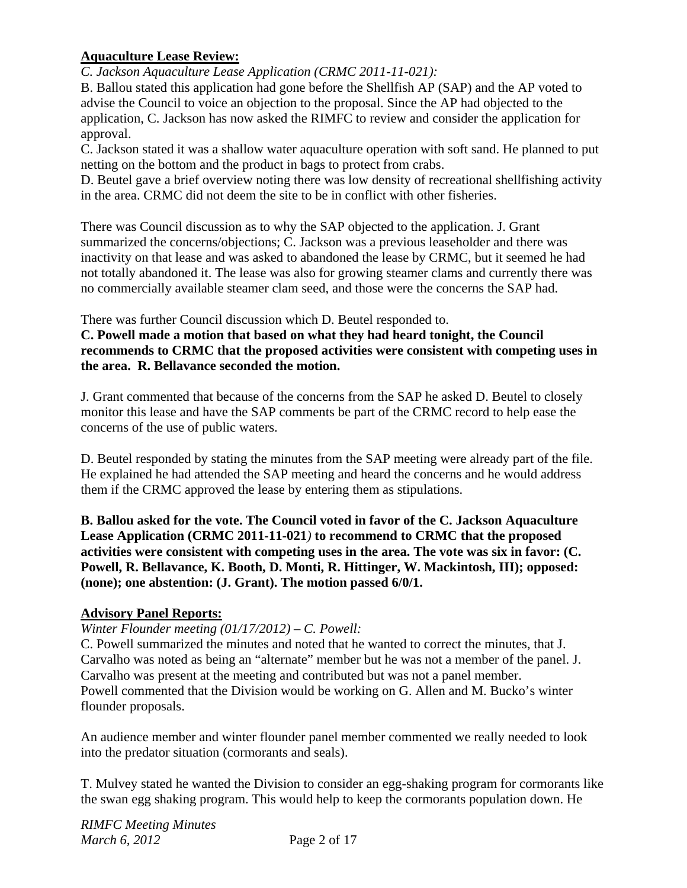**Aquaculture Lease Review:**

*C. Jackson Aquaculture Lease Application (CRMC 2011-11-021):*

B. Ballou stated this application had gone before the Shellfish AP (SAP) and the AP voted to advise the Council to voice an objection to the proposal. Since the AP had objected to the application, C. Jackson has now asked the RIMFC to review and consider the application for approval.

C. Jackson stated it was a shallow water aquaculture operation with soft sand. He planned to put netting on the bottom and the product in bags to protect from crabs.

D. Beutel gave a brief overview noting there was low density of recreational shellfishing activity in the area. CRMC did not deem the site to be in conflict with other fisheries.

There was Council discussion as to why the SAP objected to the application. J. Grant summarized the concerns/objections; C. Jackson was a previous leaseholder and there was inactivity on that lease and was asked to abandoned the lease by CRMC, but it seemed he had not totally abandoned it. The lease was also for growing steamer clams and currently there was no commercially available steamer clam seed, and those were the concerns the SAP had.

There was further Council discussion which D. Beutel responded to.

**C. Powell made a motion that based on what they had heard tonight, the Council recommends to CRMC that the proposed activities were consistent with competing uses in the area. R. Bellavance seconded the motion.**

J. Grant commented that because of the concerns from the SAP he asked D. Beutel to closely monitor this lease and have the SAP comments be part of the CRMC record to help ease the concerns of the use of public waters.

D. Beutel responded by stating the minutes from the SAP meeting were already part of the file. He explained he had attended the SAP meeting and heard the concerns and he would address them if the CRMC approved the lease by entering them as stipulations.

**B. Ballou asked for the vote. The Council voted in favor of the C. Jackson Aquaculture Lease Application (CRMC 2011-11-021*)* to recommend to CRMC that the proposed activities were consistent with competing uses in the area. The vote was six in favor: (C. Powell, R. Bellavance, K. Booth, D. Monti, R. Hittinger, W. Mackintosh, III); opposed: (none); one abstention: (J. Grant). The motion passed 6/0/1.**

**Advisory Panel Reports:**

*Winter Flounder meeting (01/17/2012) – C. Powell:*

C. Powell summarized the minutes and noted that he wanted to correct the minutes, that J. Carvalho was noted as being an "alternate" member but he was not a member of the panel. J. Carvalho was present at the meeting and contributed but was not a panel member.
Powell commented that the Division would be working on G. Allen and M. Bucko's winter flounder proposals.

An audience member and winter flounder panel member commented we really needed to look into the predator situation (cormorants and seals).

T. Mulvey stated he wanted the Division to consider an egg-shaking program for cormorants like the swan egg shaking program. This would help to keep the cormorants population down. He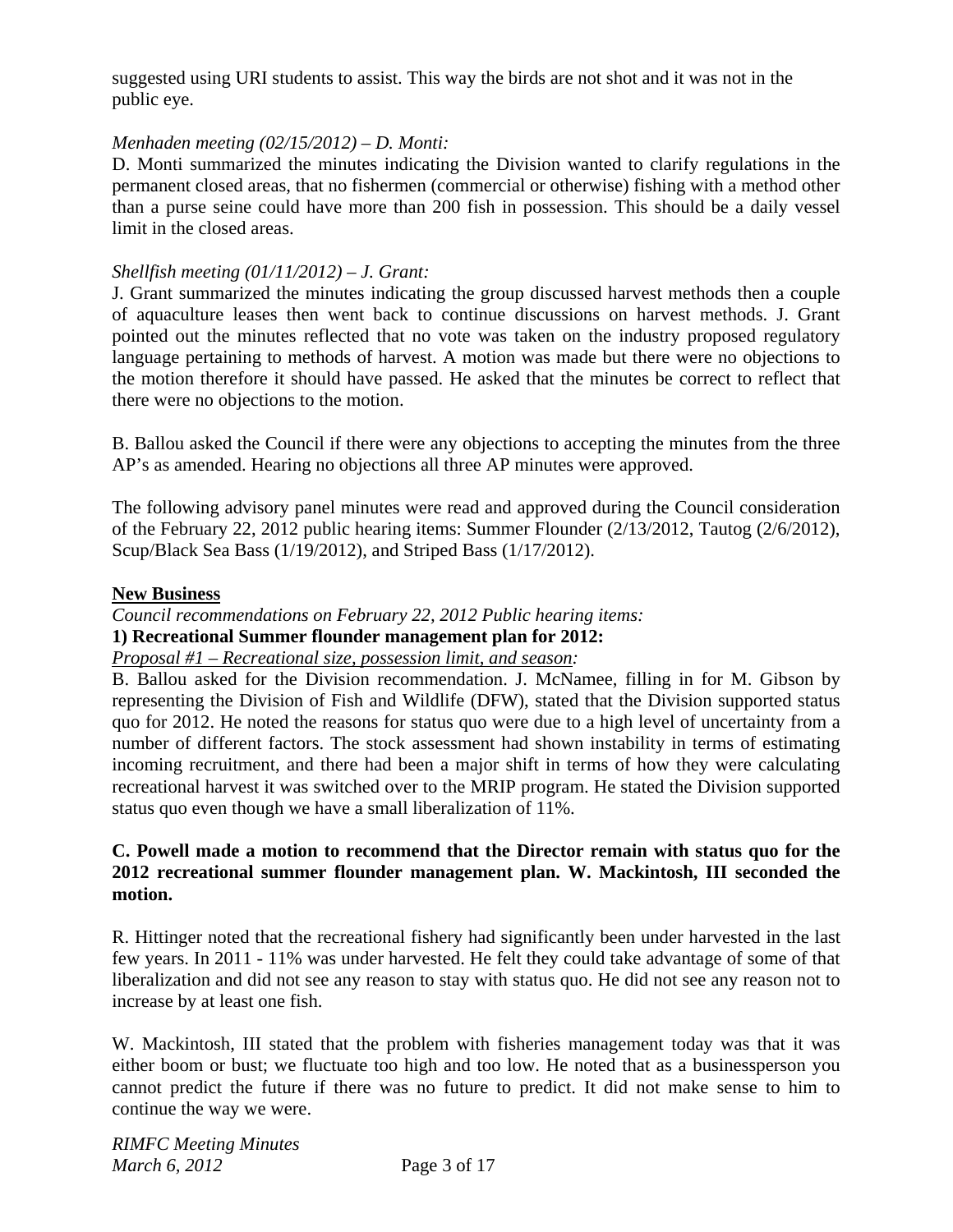suggested using URI students to assist. This way the birds are not shot and it was not in the public eye.

*Menhaden meeting (02/15/2012) – D. Monti:*
D. Monti summarized the minutes indicating the Division wanted to clarify regulations in the permanent closed areas, that no fishermen (commercial or otherwise) fishing with a method other than a purse seine could have more than 200 fish in possession. This should be a daily vessel limit in the closed areas.

*Shellfish meeting (01/11/2012) – J. Grant:*
J. Grant summarized the minutes indicating the group discussed harvest methods then a couple of aquaculture leases then went back to continue discussions on harvest methods. J. Grant pointed out the minutes reflected that no vote was taken on the industry proposed regulatory language pertaining to methods of harvest. A motion was made but there were no objections to the motion therefore it should have passed. He asked that the minutes be correct to reflect that there were no objections to the motion.

B. Ballou asked the Council if there were any objections to accepting the minutes from the three AP's as amended. Hearing no objections all three AP minutes were approved.

The following advisory panel minutes were read and approved during the Council consideration of the February 22, 2012 public hearing items: Summer Flounder (2/13/2012, Tautog (2/6/2012), Scup/Black Sea Bass (1/19/2012), and Striped Bass (1/17/2012).

**New Business**

*Council recommendations on February 22, 2012 Public hearing items:*

**1) Recreational Summer flounder management plan for 2012:**

*Proposal #1 – Recreational size, possession limit, and season:*
B. Ballou asked for the Division recommendation. J. McNamee, filling in for M. Gibson by representing the Division of Fish and Wildlife (DFW), stated that the Division supported status quo for 2012. He noted the reasons for status quo were due to a high level of uncertainty from a number of different factors. The stock assessment had shown instability in terms of estimating incoming recruitment, and there had been a major shift in terms of how they were calculating recreational harvest it was switched over to the MRIP program. He stated the Division supported status quo even though we have a small liberalization of 11%.

**C. Powell made a motion to recommend that the Director remain with status quo for the 2012 recreational summer flounder management plan. W. Mackintosh, III seconded the motion.**

R. Hittinger noted that the recreational fishery had significantly been under harvested in the last few years. In 2011 - 11% was under harvested. He felt they could take advantage of some of that liberalization and did not see any reason to stay with status quo. He did not see any reason not to increase by at least one fish.

W. Mackintosh, III stated that the problem with fisheries management today was that it was either boom or bust; we fluctuate too high and too low. He noted that as a businessperson you cannot predict the future if there was no future to predict. It did not make sense to him to continue the way we were.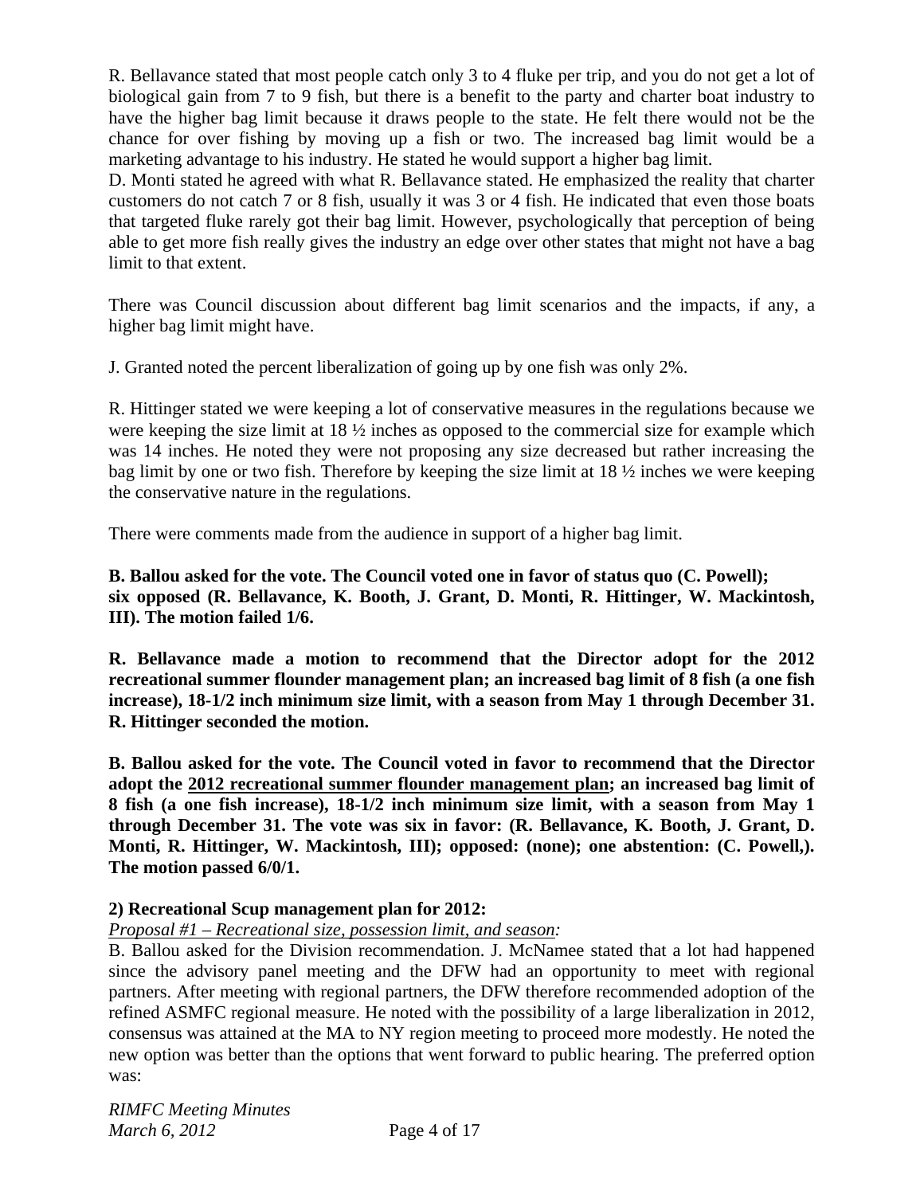R. Bellavance stated that most people catch only 3 to 4 fluke per trip, and you do not get a lot of biological gain from 7 to 9 fish, but there is a benefit to the party and charter boat industry to have the higher bag limit because it draws people to the state. He felt there would not be the chance for over fishing by moving up a fish or two. The increased bag limit would be a marketing advantage to his industry. He stated he would support a higher bag limit.
D. Monti stated he agreed with what R. Bellavance stated. He emphasized the reality that charter customers do not catch 7 or 8 fish, usually it was 3 or 4 fish. He indicated that even those boats that targeted fluke rarely got their bag limit. However, psychologically that perception of being able to get more fish really gives the industry an edge over other states that might not have a bag limit to that extent.

There was Council discussion about different bag limit scenarios and the impacts, if any, a higher bag limit might have.

J. Granted noted the percent liberalization of going up by one fish was only 2%.

R. Hittinger stated we were keeping a lot of conservative measures in the regulations because we were keeping the size limit at 18 ½ inches as opposed to the commercial size for example which was 14 inches. He noted they were not proposing any size decreased but rather increasing the bag limit by one or two fish. Therefore by keeping the size limit at 18 ½ inches we were keeping the conservative nature in the regulations.

There were comments made from the audience in support of a higher bag limit.

**B. Ballou asked for the vote. The Council voted one in favor of status quo (C. Powell); six opposed (R. Bellavance, K. Booth, J. Grant, D. Monti, R. Hittinger, W. Mackintosh, III). The motion failed 1/6.**

**R. Bellavance made a motion to recommend that the Director adopt for the 2012 recreational summer flounder management plan; an increased bag limit of 8 fish (a one fish increase), 18-1/2 inch minimum size limit, with a season from May 1 through December 31. R. Hittinger seconded the motion.**

**B. Ballou asked for the vote. The Council voted in favor to recommend that the Director adopt the <u>2012 recreational summer flounder management plan</u>; an increased bag limit of 8 fish (a one fish increase), 18-1/2 inch minimum size limit, with a season from May 1 through December 31. The vote was six in favor: (R. Bellavance, K. Booth, J. Grant, D. Monti, R. Hittinger, W. Mackintosh, III); opposed: (none); one abstention: (C. Powell,). The motion passed 6/0/1.**

**2) Recreational Scup management plan for 2012:**

*<u>Proposal #1 – Recreational size, possession limit, and season</u>:*

B. Ballou asked for the Division recommendation. J. McNamee stated that a lot had happened since the advisory panel meeting and the DFW had an opportunity to meet with regional partners. After meeting with regional partners, the DFW therefore recommended adoption of the refined ASMFC regional measure. He noted with the possibility of a large liberalization in 2012, consensus was attained at the MA to NY region meeting to proceed more modestly. He noted the new option was better than the options that went forward to public hearing. The preferred option was: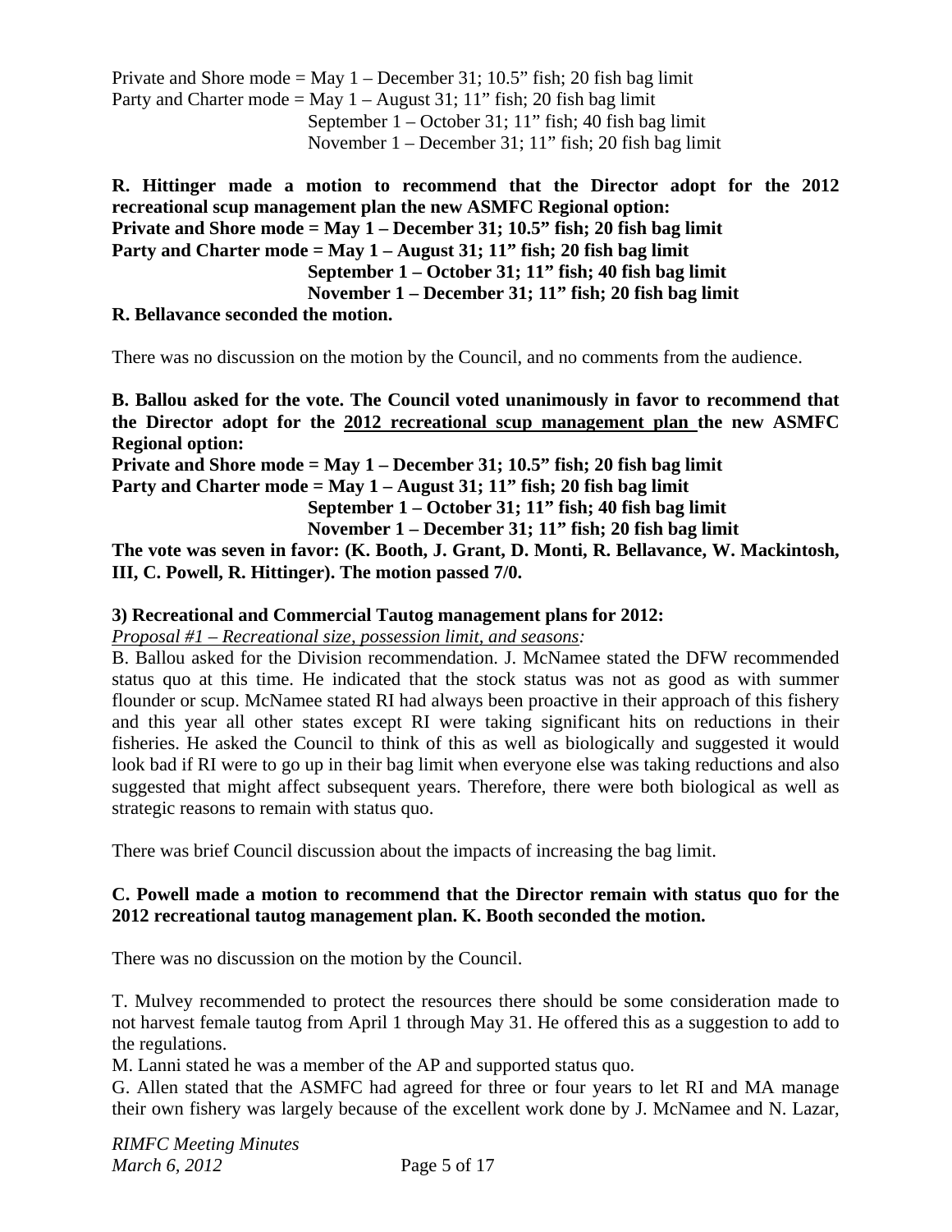Private and Shore mode = May 1 – December 31; 10.5” fish; 20 fish bag limit
Party and Charter mode = May 1 – August 31; 11” fish; 20 fish bag limit
September 1 – October 31; 11” fish; 40 fish bag limit
November 1 – December 31; 11” fish; 20 fish bag limit

**R. Hittinger made a motion to recommend that the Director adopt for the 2012 recreational scup management plan the new ASMFC Regional option:**
**Private and Shore mode = May 1 – December 31; 10.5” fish; 20 fish bag limit**
**Party and Charter mode = May 1 – August 31; 11” fish; 20 fish bag limit**
**September 1 – October 31; 11” fish; 40 fish bag limit**
**November 1 – December 31; 11” fish; 20 fish bag limit**
**R. Bellavance seconded the motion.**

There was no discussion on the motion by the Council, and no comments from the audience.

**B. Ballou asked for the vote. The Council voted unanimously in favor to recommend that the Director adopt for the 2012 recreational scup management plan the new ASMFC Regional option:**
**Private and Shore mode = May 1 – December 31; 10.5” fish; 20 fish bag limit**
**Party and Charter mode = May 1 – August 31; 11” fish; 20 fish bag limit**
**September 1 – October 31; 11” fish; 40 fish bag limit**
**November 1 – December 31; 11” fish; 20 fish bag limit**
**The vote was seven in favor: (K. Booth, J. Grant, D. Monti, R. Bellavance, W. Mackintosh, III, C. Powell, R. Hittinger). The motion passed 7/0.**

**3) Recreational and Commercial Tautog management plans for 2012:**

*Proposal #1 – Recreational size, possession limit, and seasons:*

B. Ballou asked for the Division recommendation. J. McNamee stated the DFW recommended status quo at this time. He indicated that the stock status was not as good as with summer flounder or scup. McNamee stated RI had always been proactive in their approach of this fishery and this year all other states except RI were taking significant hits on reductions in their fisheries. He asked the Council to think of this as well as biologically and suggested it would look bad if RI were to go up in their bag limit when everyone else was taking reductions and also suggested that might affect subsequent years. Therefore, there were both biological as well as strategic reasons to remain with status quo.

There was brief Council discussion about the impacts of increasing the bag limit.

**C. Powell made a motion to recommend that the Director remain with status quo for the 2012 recreational tautog management plan. K. Booth seconded the motion.**

There was no discussion on the motion by the Council.

T. Mulvey recommended to protect the resources there should be some consideration made to not harvest female tautog from April 1 through May 31. He offered this as a suggestion to add to the regulations.

M. Lanni stated he was a member of the AP and supported status quo.

G. Allen stated that the ASMFC had agreed for three or four years to let RI and MA manage their own fishery was largely because of the excellent work done by J. McNamee and N. Lazar,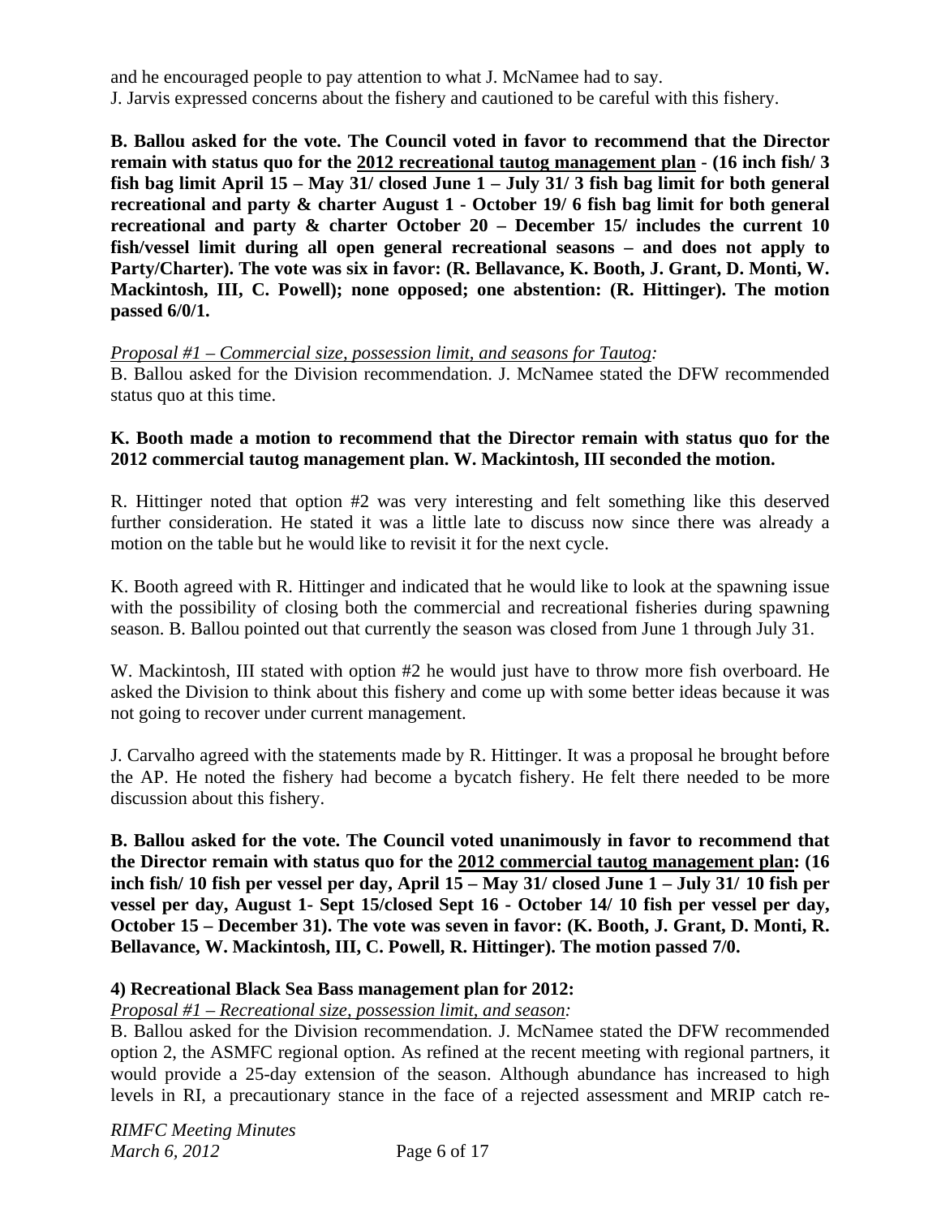and he encouraged people to pay attention to what J. McNamee had to say.
J. Jarvis expressed concerns about the fishery and cautioned to be careful with this fishery.

**B. Ballou asked for the vote. The Council voted in favor to recommend that the Director remain with status quo for the 2012 recreational tautog management plan - (16 inch fish/ 3 fish bag limit April 15 – May 31/ closed June 1 – July 31/ 3 fish bag limit for both general recreational and party & charter August 1 - October 19/ 6 fish bag limit for both general recreational and party & charter October 20 – December 15/ includes the current 10 fish/vessel limit during all open general recreational seasons – and does not apply to Party/Charter). The vote was six in favor: (R. Bellavance, K. Booth, J. Grant, D. Monti, W. Mackintosh, III, C. Powell); none opposed; one abstention: (R. Hittinger). The motion passed 6/0/1.**

*Proposal #1 – Commercial size, possession limit, and seasons for Tautog:*
B. Ballou asked for the Division recommendation. J. McNamee stated the DFW recommended status quo at this time.

**K. Booth made a motion to recommend that the Director remain with status quo for the 2012 commercial tautog management plan. W. Mackintosh, III seconded the motion.**

R. Hittinger noted that option #2 was very interesting and felt something like this deserved further consideration. He stated it was a little late to discuss now since there was already a motion on the table but he would like to revisit it for the next cycle.

K. Booth agreed with R. Hittinger and indicated that he would like to look at the spawning issue with the possibility of closing both the commercial and recreational fisheries during spawning season. B. Ballou pointed out that currently the season was closed from June 1 through July 31.

W. Mackintosh, III stated with option #2 he would just have to throw more fish overboard. He asked the Division to think about this fishery and come up with some better ideas because it was not going to recover under current management.

J. Carvalho agreed with the statements made by R. Hittinger. It was a proposal he brought before the AP. He noted the fishery had become a bycatch fishery. He felt there needed to be more discussion about this fishery.

**B. Ballou asked for the vote. The Council voted unanimously in favor to recommend that the Director remain with status quo for the 2012 commercial tautog management plan: (16 inch fish/ 10 fish per vessel per day, April 15 – May 31/ closed June 1 – July 31/ 10 fish per vessel per day, August 1- Sept 15/closed Sept 16 - October 14/ 10 fish per vessel per day, October 15 – December 31). The vote was seven in favor: (K. Booth, J. Grant, D. Monti, R. Bellavance, W. Mackintosh, III, C. Powell, R. Hittinger). The motion passed 7/0.**

**4) Recreational Black Sea Bass management plan for 2012:**

*Proposal #1 – Recreational size, possession limit, and season:*
B. Ballou asked for the Division recommendation. J. McNamee stated the DFW recommended option 2, the ASMFC regional option. As refined at the recent meeting with regional partners, it would provide a 25-day extension of the season. Although abundance has increased to high levels in RI, a precautionary stance in the face of a rejected assessment and MRIP catch re-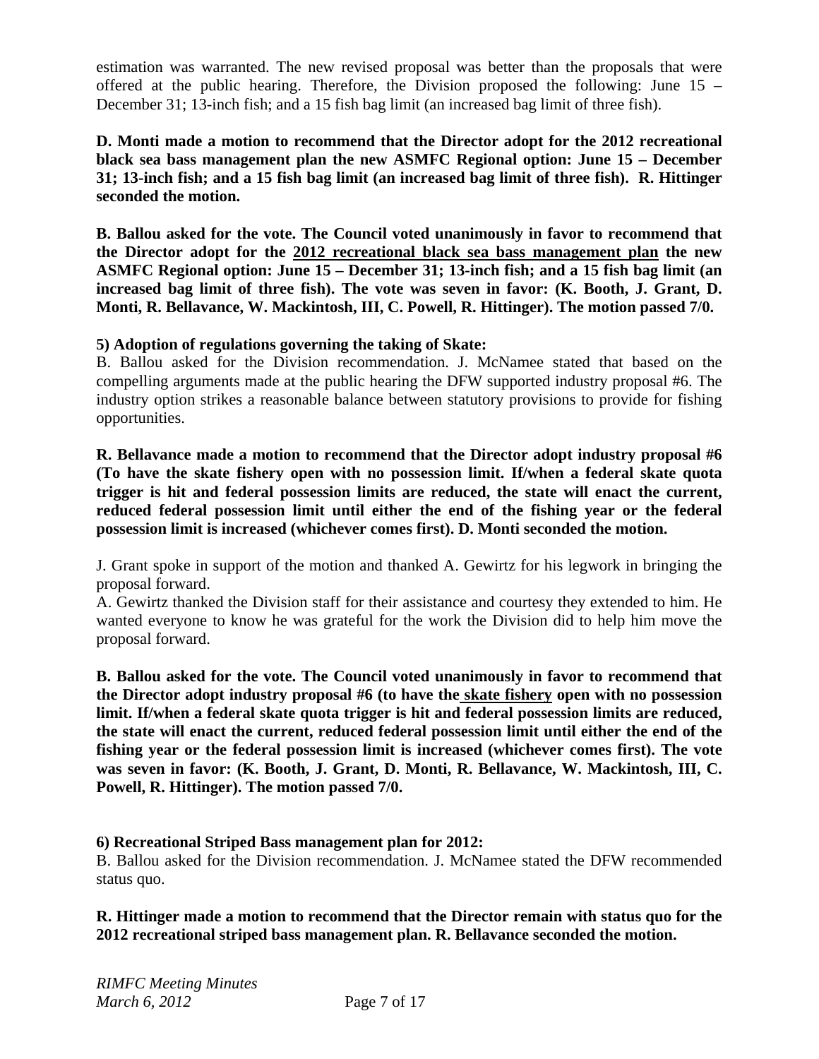estimation was warranted. The new revised proposal was better than the proposals that were offered at the public hearing. Therefore, the Division proposed the following: June 15 – December 31; 13-inch fish; and a 15 fish bag limit (an increased bag limit of three fish).

**D. Monti made a motion to recommend that the Director adopt for the 2012 recreational black sea bass management plan the new ASMFC Regional option: June 15 – December 31; 13-inch fish; and a 15 fish bag limit (an increased bag limit of three fish). R. Hittinger seconded the motion.**

**B. Ballou asked for the vote. The Council voted unanimously in favor to recommend that the Director adopt for the <u>2012 recreational black sea bass management plan</u> the new ASMFC Regional option: June 15 – December 31; 13-inch fish; and a 15 fish bag limit (an increased bag limit of three fish). The vote was seven in favor: (K. Booth, J. Grant, D. Monti, R. Bellavance, W. Mackintosh, III, C. Powell, R. Hittinger). The motion passed 7/0.**

**5) Adoption of regulations governing the taking of Skate:**

B. Ballou asked for the Division recommendation. J. McNamee stated that based on the compelling arguments made at the public hearing the DFW supported industry proposal #6. The industry option strikes a reasonable balance between statutory provisions to provide for fishing opportunities.

**R. Bellavance made a motion to recommend that the Director adopt industry proposal #6 (To have the skate fishery open with no possession limit. If/when a federal skate quota trigger is hit and federal possession limits are reduced, the state will enact the current, reduced federal possession limit until either the end of the fishing year or the federal possession limit is increased (whichever comes first). D. Monti seconded the motion.**

J. Grant spoke in support of the motion and thanked A. Gewirtz for his legwork in bringing the proposal forward.

A. Gewirtz thanked the Division staff for their assistance and courtesy they extended to him. He wanted everyone to know he was grateful for the work the Division did to help him move the proposal forward.

**B. Ballou asked for the vote. The Council voted unanimously in favor to recommend that the Director adopt industry proposal #6 (to have the <u>skate fishery</u> open with no possession limit. If/when a federal skate quota trigger is hit and federal possession limits are reduced, the state will enact the current, reduced federal possession limit until either the end of the fishing year or the federal possession limit is increased (whichever comes first). The vote was seven in favor: (K. Booth, J. Grant, D. Monti, R. Bellavance, W. Mackintosh, III, C. Powell, R. Hittinger). The motion passed 7/0.**

**6) Recreational Striped Bass management plan for 2012:**

B. Ballou asked for the Division recommendation. J. McNamee stated the DFW recommended status quo.

**R. Hittinger made a motion to recommend that the Director remain with status quo for the 2012 recreational striped bass management plan. R. Bellavance seconded the motion.**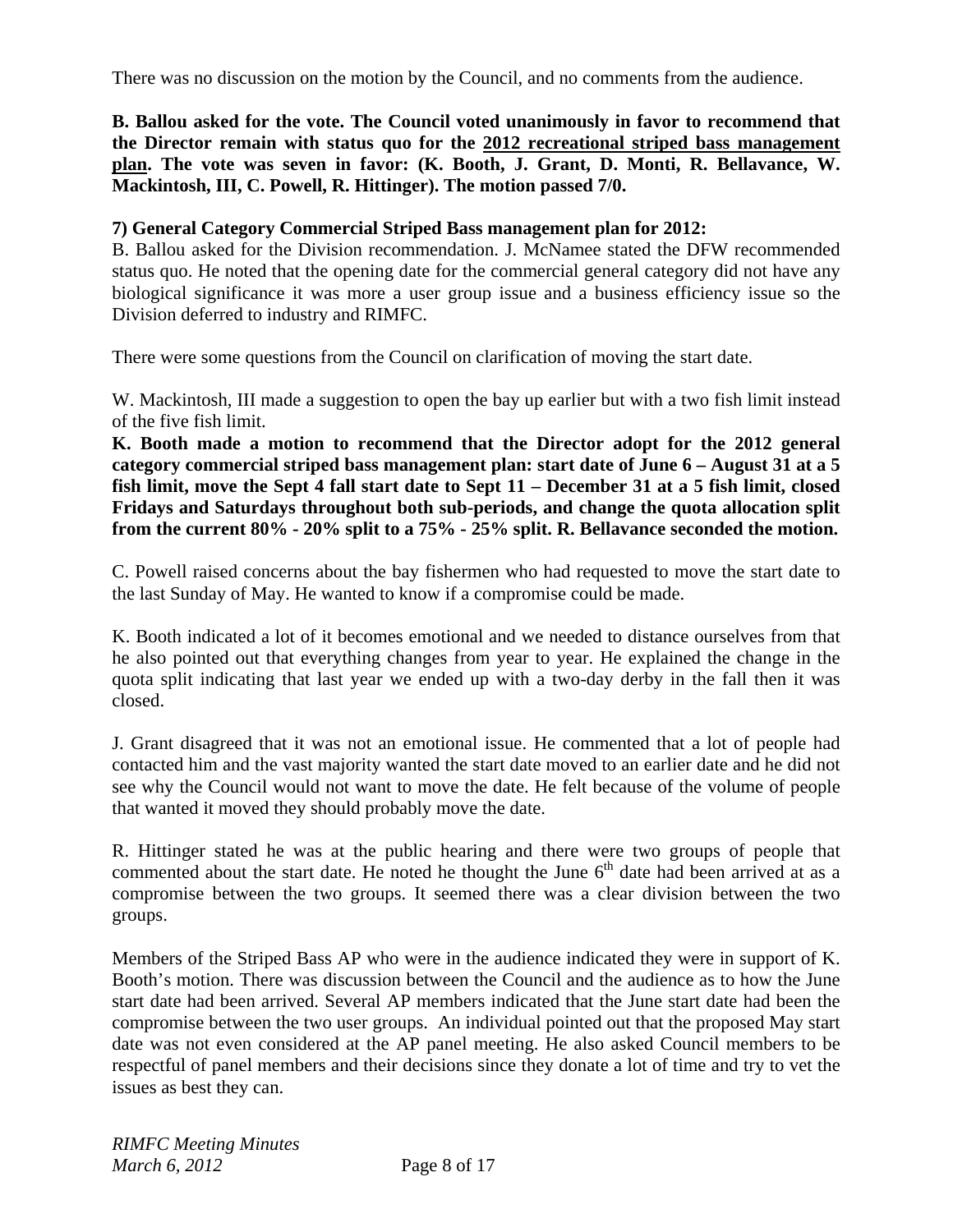There was no discussion on the motion by the Council, and no comments from the audience.

**B. Ballou asked for the vote. The Council voted unanimously in favor to recommend that the Director remain with status quo for the <u>2012 recreational striped bass management plan</u>. The vote was seven in favor: (K. Booth, J. Grant, D. Monti, R. Bellavance, W. Mackintosh, III, C. Powell, R. Hittinger). The motion passed 7/0.**

**7) General Category Commercial Striped Bass management plan for 2012:**

B. Ballou asked for the Division recommendation. J. McNamee stated the DFW recommended status quo. He noted that the opening date for the commercial general category did not have any biological significance it was more a user group issue and a business efficiency issue so the Division deferred to industry and RIMFC.

There were some questions from the Council on clarification of moving the start date.

W. Mackintosh, III made a suggestion to open the bay up earlier but with a two fish limit instead of the five fish limit.

**K. Booth made a motion to recommend that the Director adopt for the 2012 general category commercial striped bass management plan: start date of June 6 – August 31 at a 5 fish limit, move the Sept 4 fall start date to Sept 11 – December 31 at a 5 fish limit, closed Fridays and Saturdays throughout both sub-periods, and change the quota allocation split from the current 80% - 20% split to a 75% - 25% split. R. Bellavance seconded the motion.**

C. Powell raised concerns about the bay fishermen who had requested to move the start date to the last Sunday of May. He wanted to know if a compromise could be made.

K. Booth indicated a lot of it becomes emotional and we needed to distance ourselves from that he also pointed out that everything changes from year to year. He explained the change in the quota split indicating that last year we ended up with a two-day derby in the fall then it was closed.

J. Grant disagreed that it was not an emotional issue. He commented that a lot of people had contacted him and the vast majority wanted the start date moved to an earlier date and he did not see why the Council would not want to move the date. He felt because of the volume of people that wanted it moved they should probably move the date.

R. Hittinger stated he was at the public hearing and there were two groups of people that commented about the start date. He noted he thought the June 6th date had been arrived at as a compromise between the two groups. It seemed there was a clear division between the two groups.

Members of the Striped Bass AP who were in the audience indicated they were in support of K. Booth's motion. There was discussion between the Council and the audience as to how the June start date had been arrived. Several AP members indicated that the June start date had been the compromise between the two user groups. An individual pointed out that the proposed May start date was not even considered at the AP panel meeting. He also asked Council members to be respectful of panel members and their decisions since they donate a lot of time and try to vet the issues as best they can.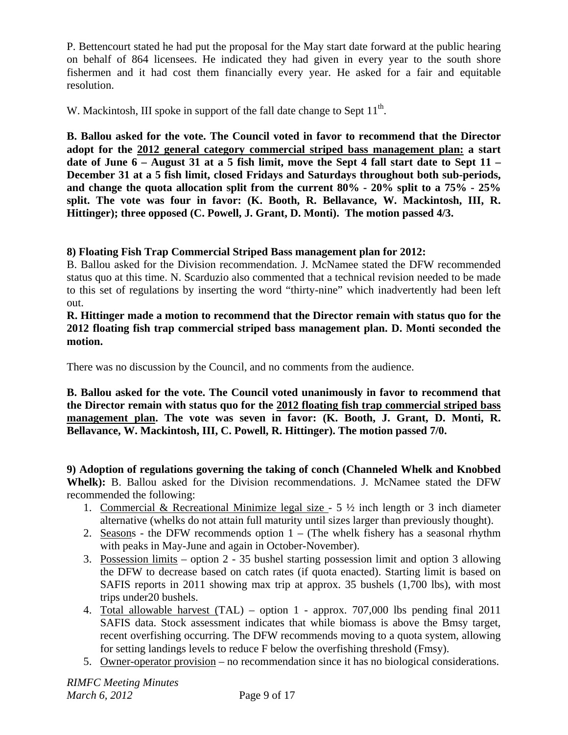P. Bettencourt stated he had put the proposal for the May start date forward at the public hearing on behalf of 864 licensees. He indicated they had given in every year to the south shore fishermen and it had cost them financially every year. He asked for a fair and equitable resolution.

W. Mackintosh, III spoke in support of the fall date change to Sept 11th.

**B. Ballou asked for the vote. The Council voted in favor to recommend that the Director adopt for the <u>2012 general category commercial striped bass management plan:</u> a start date of June 6 – August 31 at a 5 fish limit, move the Sept 4 fall start date to Sept 11 – December 31 at a 5 fish limit, closed Fridays and Saturdays throughout both sub-periods, and change the quota allocation split from the current 80% - 20% split to a 75% - 25% split. The vote was four in favor: (K. Booth, R. Bellavance, W. Mackintosh, III, R. Hittinger); three opposed (C. Powell, J. Grant, D. Monti). The motion passed 4/3.**

**8) Floating Fish Trap Commercial Striped Bass management plan for 2012:**

B. Ballou asked for the Division recommendation. J. McNamee stated the DFW recommended status quo at this time. N. Scarduzio also commented that a technical revision needed to be made to this set of regulations by inserting the word "thirty-nine" which inadvertently had been left out.

**R. Hittinger made a motion to recommend that the Director remain with status quo for the 2012 floating fish trap commercial striped bass management plan. D. Monti seconded the motion.**

There was no discussion by the Council, and no comments from the audience.

**B. Ballou asked for the vote. The Council voted unanimously in favor to recommend that the Director remain with status quo for the <u>2012 floating fish trap commercial striped bass management plan</u>. The vote was seven in favor: (K. Booth, J. Grant, D. Monti, R. Bellavance, W. Mackintosh, III, C. Powell, R. Hittinger). The motion passed 7/0.**

**9) Adoption of regulations governing the taking of conch (Channeled Whelk and Knobbed Whelk):** B. Ballou asked for the Division recommendations. J. McNamee stated the DFW recommended the following:

1. <u>Commercial & Recreational Minimize legal size</u> - 5 ½ inch length or 3 inch diameter alternative (whelks do not attain full maturity until sizes larger than previously thought).
2. <u>Season</u>s - the DFW recommends option 1 – (The whelk fishery has a seasonal rhythm with peaks in May-June and again in October-November).
3. <u>Possession limits</u> – option 2 - 35 bushel starting possession limit and option 3 allowing the DFW to decrease based on catch rates (if quota enacted). Starting limit is based on SAFIS reports in 2011 showing max trip at approx. 35 bushels (1,700 lbs), with most trips under20 bushels.
4. <u>Total allowable harvest (</u>TAL) – option 1 - approx. 707,000 lbs pending final 2011 SAFIS data. Stock assessment indicates that while biomass is above the Bmsy target, recent overfishing occurring. The DFW recommends moving to a quota system, allowing for setting landings levels to reduce F below the overfishing threshold (Fmsy).
5. <u>Owner-operator provision</u> – no recommendation since it has no biological considerations.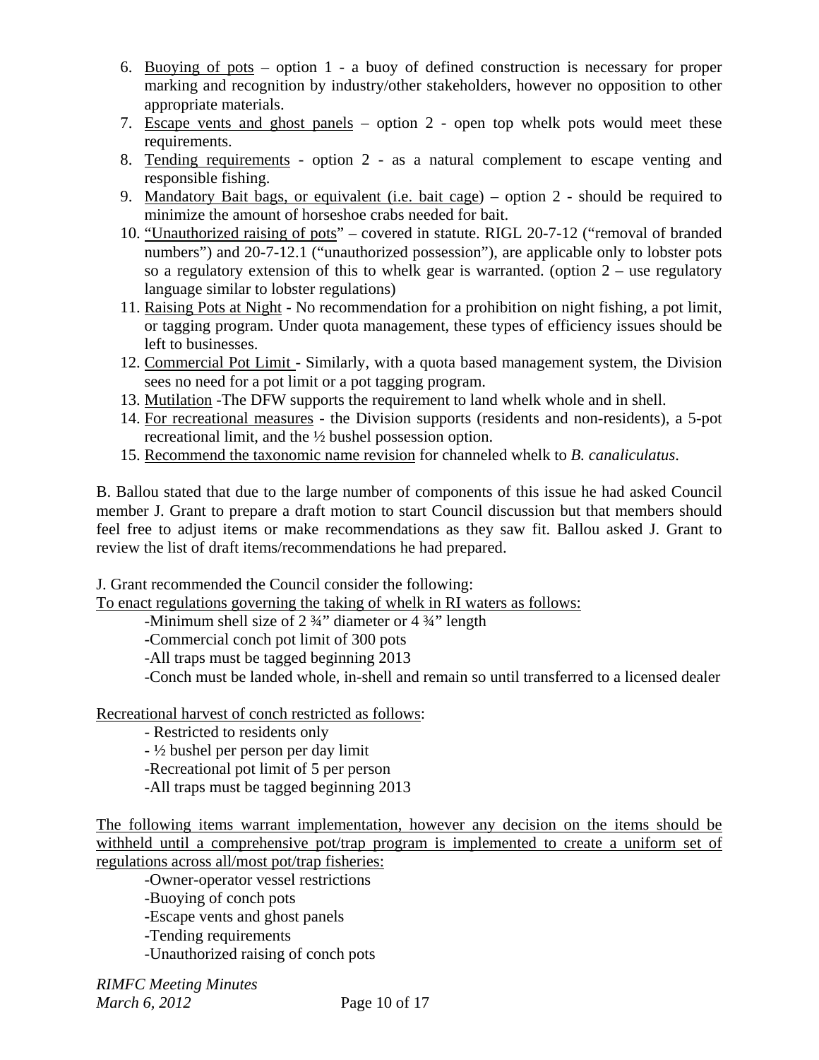6. <u>Buoying of pots</u> – option 1 - a buoy of defined construction is necessary for proper marking and recognition by industry/other stakeholders, however no opposition to other appropriate materials.
7. <u>Escape vents and ghost panels</u> – option 2 - open top whelk pots would meet these requirements.
8. <u>Tending requirements</u> - option 2 - as a natural complement to escape venting and responsible fishing.
9. <u>Mandatory Bait bags, or equivalent (i.e. bait cage)</u> – option 2 - should be required to minimize the amount of horseshoe crabs needed for bait.
10. <u>"Unauthorized raising of pots</u>" – covered in statute. RIGL 20-7-12 ("removal of branded numbers") and 20-7-12.1 ("unauthorized possession"), are applicable only to lobster pots so a regulatory extension of this to whelk gear is warranted. (option 2 – use regulatory language similar to lobster regulations)
11. <u>Raising Pots at Night</u> - No recommendation for a prohibition on night fishing, a pot limit, or tagging program. Under quota management, these types of efficiency issues should be left to businesses.
12. <u>Commercial Pot Limit</u> - Similarly, with a quota based management system, the Division sees no need for a pot limit or a pot tagging program.
13. <u>Mutilation</u> -The DFW supports the requirement to land whelk whole and in shell.
14. <u>For recreational measures</u> - the Division supports (residents and non-residents), a 5-pot recreational limit, and the ½ bushel possession option.
15. <u>Recommend the taxonomic name revision</u> for channeled whelk to *B. canaliculatus*.

B. Ballou stated that due to the large number of components of this issue he had asked Council member J. Grant to prepare a draft motion to start Council discussion but that members should feel free to adjust items or make recommendations as they saw fit. Ballou asked J. Grant to review the list of draft items/recommendations he had prepared.

J. Grant recommended the Council consider the following:

<u>To enact regulations governing the taking of whelk in RI waters as follows:</u>

- -Minimum shell size of 2 ¾" diameter or 4 ¾" length
- -Commercial conch pot limit of 300 pots
- -All traps must be tagged beginning 2013
- -Conch must be landed whole, in-shell and remain so until transferred to a licensed dealer

<u>Recreational harvest of conch restricted as follows</u>:

- - Restricted to residents only
- - ½ bushel per person per day limit
- -Recreational pot limit of 5 per person
- -All traps must be tagged beginning 2013

<u>The following items warrant implementation, however any decision on the items should be withheld until a comprehensive pot/trap program is implemented to create a uniform set of regulations across all/most pot/trap fisheries:</u>

- -Owner-operator vessel restrictions
- -Buoying of conch pots
- -Escape vents and ghost panels
- -Tending requirements
- -Unauthorized raising of conch pots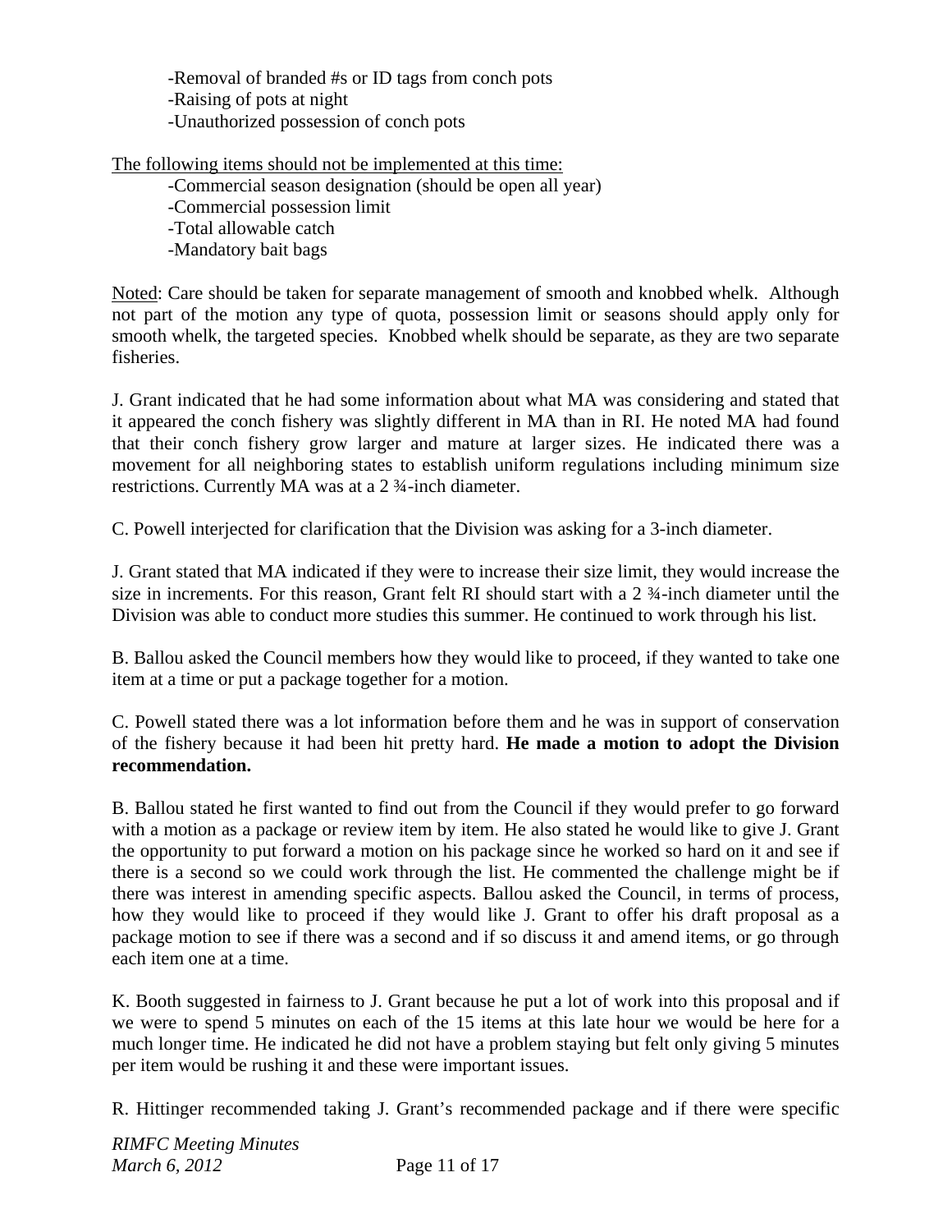- -Removal of branded #s or ID tags from conch pots
- -Raising of pots at night
- -Unauthorized possession of conch pots

<u>The following items should not be implemented at this time:</u>

- -Commercial season designation (should be open all year)
- -Commercial possession limit
- -Total allowable catch
- -Mandatory bait bags

<u>Noted</u>: Care should be taken for separate management of smooth and knobbed whelk. Although not part of the motion any type of quota, possession limit or seasons should apply only for smooth whelk, the targeted species. Knobbed whelk should be separate, as they are two separate fisheries.

J. Grant indicated that he had some information about what MA was considering and stated that it appeared the conch fishery was slightly different in MA than in RI. He noted MA had found that their conch fishery grow larger and mature at larger sizes. He indicated there was a movement for all neighboring states to establish uniform regulations including minimum size restrictions. Currently MA was at a 2 ¾-inch diameter.

C. Powell interjected for clarification that the Division was asking for a 3-inch diameter.

J. Grant stated that MA indicated if they were to increase their size limit, they would increase the size in increments. For this reason, Grant felt RI should start with a 2 ¾-inch diameter until the Division was able to conduct more studies this summer. He continued to work through his list.

B. Ballou asked the Council members how they would like to proceed, if they wanted to take one item at a time or put a package together for a motion.

C. Powell stated there was a lot information before them and he was in support of conservation of the fishery because it had been hit pretty hard. **He made a motion to adopt the Division recommendation.**

B. Ballou stated he first wanted to find out from the Council if they would prefer to go forward with a motion as a package or review item by item. He also stated he would like to give J. Grant the opportunity to put forward a motion on his package since he worked so hard on it and see if there is a second so we could work through the list. He commented the challenge might be if there was interest in amending specific aspects. Ballou asked the Council, in terms of process, how they would like to proceed if they would like J. Grant to offer his draft proposal as a package motion to see if there was a second and if so discuss it and amend items, or go through each item one at a time.

K. Booth suggested in fairness to J. Grant because he put a lot of work into this proposal and if we were to spend 5 minutes on each of the 15 items at this late hour we would be here for a much longer time. He indicated he did not have a problem staying but felt only giving 5 minutes per item would be rushing it and these were important issues.

R. Hittinger recommended taking J. Grant's recommended package and if there were specific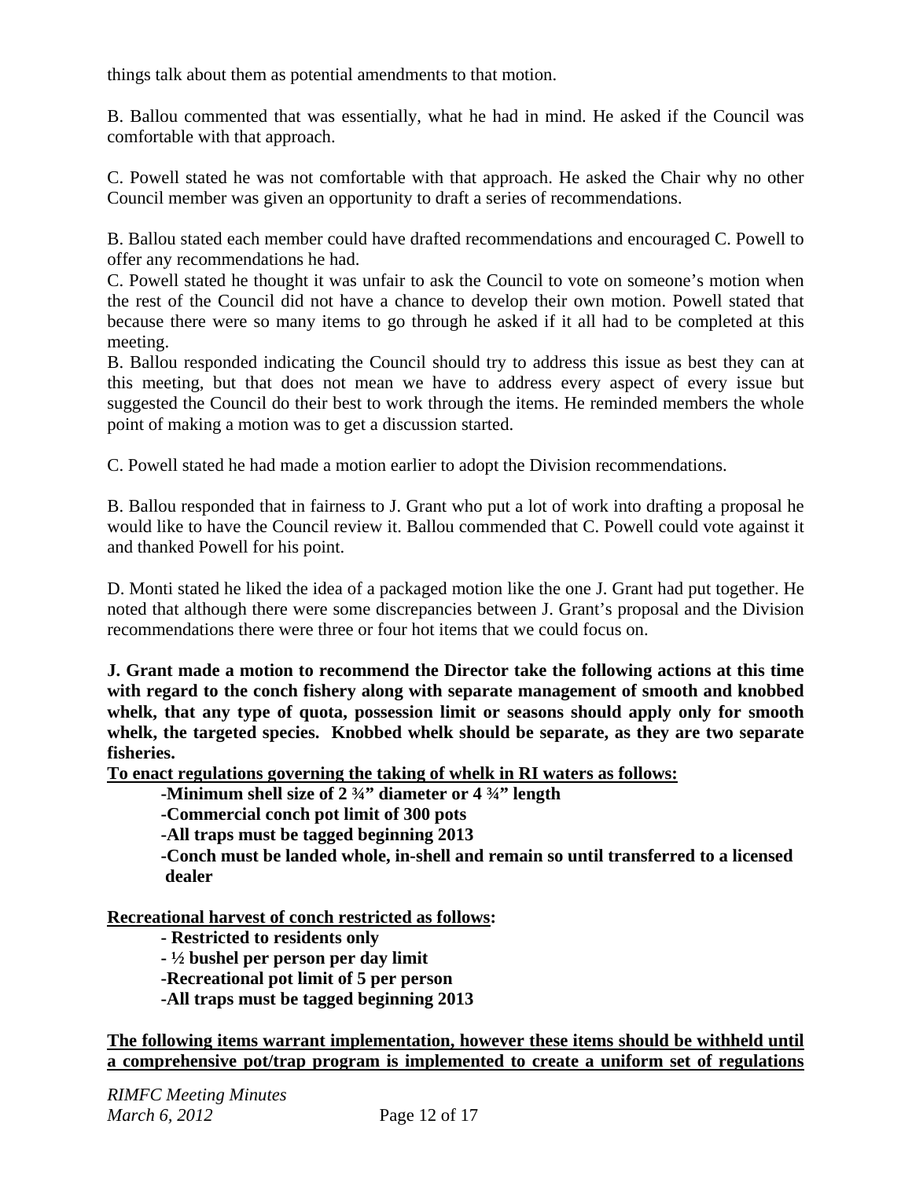things talk about them as potential amendments to that motion.

B. Ballou commented that was essentially, what he had in mind. He asked if the Council was comfortable with that approach.

C. Powell stated he was not comfortable with that approach. He asked the Chair why no other Council member was given an opportunity to draft a series of recommendations.

B. Ballou stated each member could have drafted recommendations and encouraged C. Powell to offer any recommendations he had.

C. Powell stated he thought it was unfair to ask the Council to vote on someone's motion when the rest of the Council did not have a chance to develop their own motion. Powell stated that because there were so many items to go through he asked if it all had to be completed at this meeting.

B. Ballou responded indicating the Council should try to address this issue as best they can at this meeting, but that does not mean we have to address every aspect of every issue but suggested the Council do their best to work through the items. He reminded members the whole point of making a motion was to get a discussion started.

C. Powell stated he had made a motion earlier to adopt the Division recommendations.

B. Ballou responded that in fairness to J. Grant who put a lot of work into drafting a proposal he would like to have the Council review it. Ballou commended that C. Powell could vote against it and thanked Powell for his point.

D. Monti stated he liked the idea of a packaged motion like the one J. Grant had put together. He noted that although there were some discrepancies between J. Grant's proposal and the Division recommendations there were three or four hot items that we could focus on.

**J. Grant made a motion to recommend the Director take the following actions at this time with regard to the conch fishery along with separate management of smooth and knobbed whelk, that any type of quota, possession limit or seasons should apply only for smooth whelk, the targeted species. Knobbed whelk should be separate, as they are two separate fisheries.**

**<u>To enact regulations governing the taking of whelk in RI waters as follows:</u>**

- **Minimum shell size of 2 ¾" diameter or 4 ¾" length**
- **Commercial conch pot limit of 300 pots**
- **All traps must be tagged beginning 2013**
- **Conch must be landed whole, in-shell and remain so until transferred to a licensed dealer**

**<u>Recreational harvest of conch restricted as follows</u>:**

- **Restricted to residents only**
- **½ bushel per person per day limit**
- **Recreational pot limit of 5 per person**
- **All traps must be tagged beginning 2013**

**<u>The following items warrant implementation, however these items should be withheld until a comprehensive pot/trap program is implemented to create a uniform set of regulations</u>**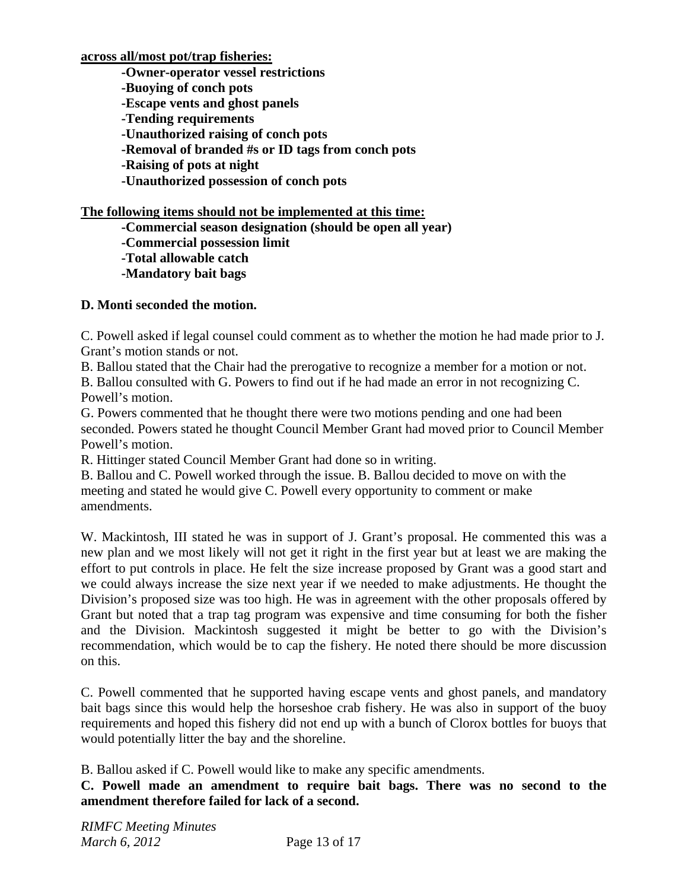**across all/most pot/trap fisheries:**

- **-Owner-operator vessel restrictions**
- **-Buoying of conch pots**
- **-Escape vents and ghost panels**
- **-Tending requirements**
- **-Unauthorized raising of conch pots**
- **-Removal of branded #s or ID tags from conch pots**
- **-Raising of pots at night**
- **-Unauthorized possession of conch pots**

**The following items should not be implemented at this time:**

- **-Commercial season designation (should be open all year)**
- **-Commercial possession limit**
- **-Total allowable catch**
- **-Mandatory bait bags**

**D. Monti seconded the motion.**

C. Powell asked if legal counsel could comment as to whether the motion he had made prior to J. Grant's motion stands or not.
B. Ballou stated that the Chair had the prerogative to recognize a member for a motion or not.
B. Ballou consulted with G. Powers to find out if he had made an error in not recognizing C. Powell's motion.
G. Powers commented that he thought there were two motions pending and one had been seconded. Powers stated he thought Council Member Grant had moved prior to Council Member Powell's motion.
R. Hittinger stated Council Member Grant had done so in writing.
B. Ballou and C. Powell worked through the issue. B. Ballou decided to move on with the meeting and stated he would give C. Powell every opportunity to comment or make amendments.

W. Mackintosh, III stated he was in support of J. Grant's proposal. He commented this was a new plan and we most likely will not get it right in the first year but at least we are making the effort to put controls in place. He felt the size increase proposed by Grant was a good start and we could always increase the size next year if we needed to make adjustments. He thought the Division's proposed size was too high. He was in agreement with the other proposals offered by Grant but noted that a trap tag program was expensive and time consuming for both the fisher and the Division. Mackintosh suggested it might be better to go with the Division's recommendation, which would be to cap the fishery. He noted there should be more discussion on this.

C. Powell commented that he supported having escape vents and ghost panels, and mandatory bait bags since this would help the horseshoe crab fishery. He was also in support of the buoy requirements and hoped this fishery did not end up with a bunch of Clorox bottles for buoys that would potentially litter the bay and the shoreline.

B. Ballou asked if C. Powell would like to make any specific amendments.
**C. Powell made an amendment to require bait bags. There was no second to the amendment therefore failed for lack of a second.**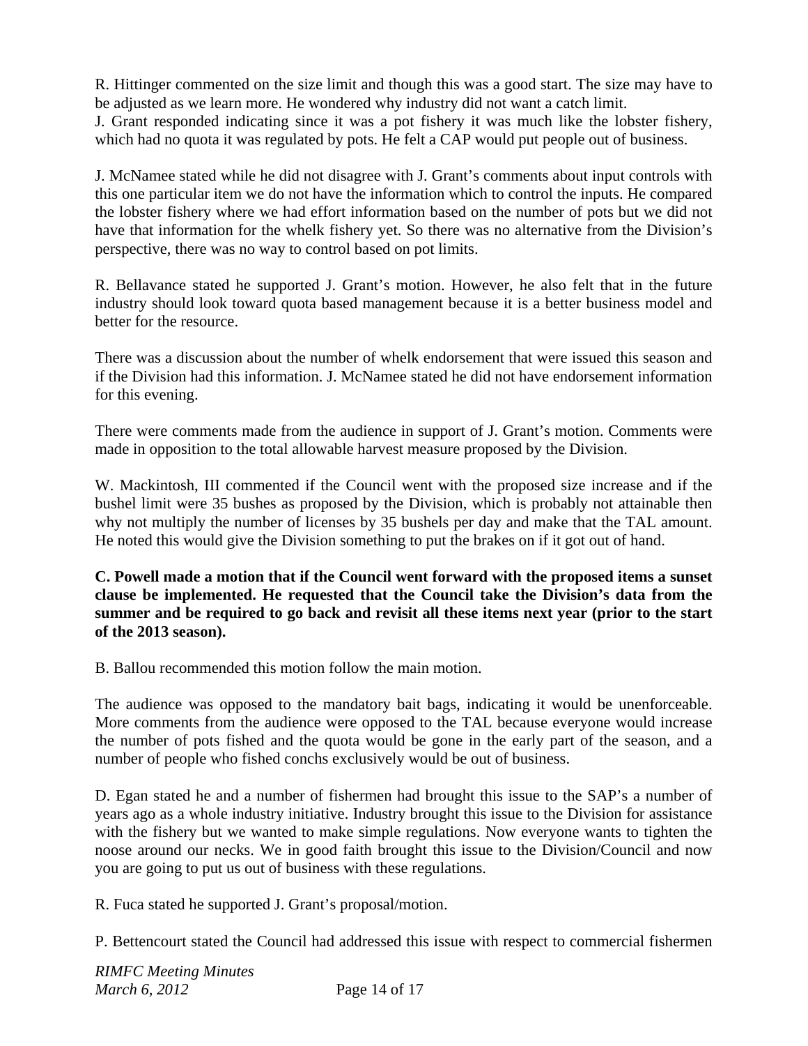R. Hittinger commented on the size limit and though this was a good start. The size may have to be adjusted as we learn more. He wondered why industry did not want a catch limit.
J. Grant responded indicating since it was a pot fishery it was much like the lobster fishery, which had no quota it was regulated by pots. He felt a CAP would put people out of business.

J. McNamee stated while he did not disagree with J. Grant's comments about input controls with this one particular item we do not have the information which to control the inputs. He compared the lobster fishery where we had effort information based on the number of pots but we did not have that information for the whelk fishery yet. So there was no alternative from the Division's perspective, there was no way to control based on pot limits.

R. Bellavance stated he supported J. Grant's motion. However, he also felt that in the future industry should look toward quota based management because it is a better business model and better for the resource.

There was a discussion about the number of whelk endorsement that were issued this season and if the Division had this information. J. McNamee stated he did not have endorsement information for this evening.

There were comments made from the audience in support of J. Grant's motion. Comments were made in opposition to the total allowable harvest measure proposed by the Division.

W. Mackintosh, III commented if the Council went with the proposed size increase and if the bushel limit were 35 bushes as proposed by the Division, which is probably not attainable then why not multiply the number of licenses by 35 bushels per day and make that the TAL amount. He noted this would give the Division something to put the brakes on if it got out of hand.

**C. Powell made a motion that if the Council went forward with the proposed items a sunset clause be implemented. He requested that the Council take the Division's data from the summer and be required to go back and revisit all these items next year (prior to the start of the 2013 season).**

B. Ballou recommended this motion follow the main motion.

The audience was opposed to the mandatory bait bags, indicating it would be unenforceable. More comments from the audience were opposed to the TAL because everyone would increase the number of pots fished and the quota would be gone in the early part of the season, and a number of people who fished conchs exclusively would be out of business.

D. Egan stated he and a number of fishermen had brought this issue to the SAP's a number of years ago as a whole industry initiative. Industry brought this issue to the Division for assistance with the fishery but we wanted to make simple regulations. Now everyone wants to tighten the noose around our necks. We in good faith brought this issue to the Division/Council and now you are going to put us out of business with these regulations.

R. Fuca stated he supported J. Grant's proposal/motion.

P. Bettencourt stated the Council had addressed this issue with respect to commercial fishermen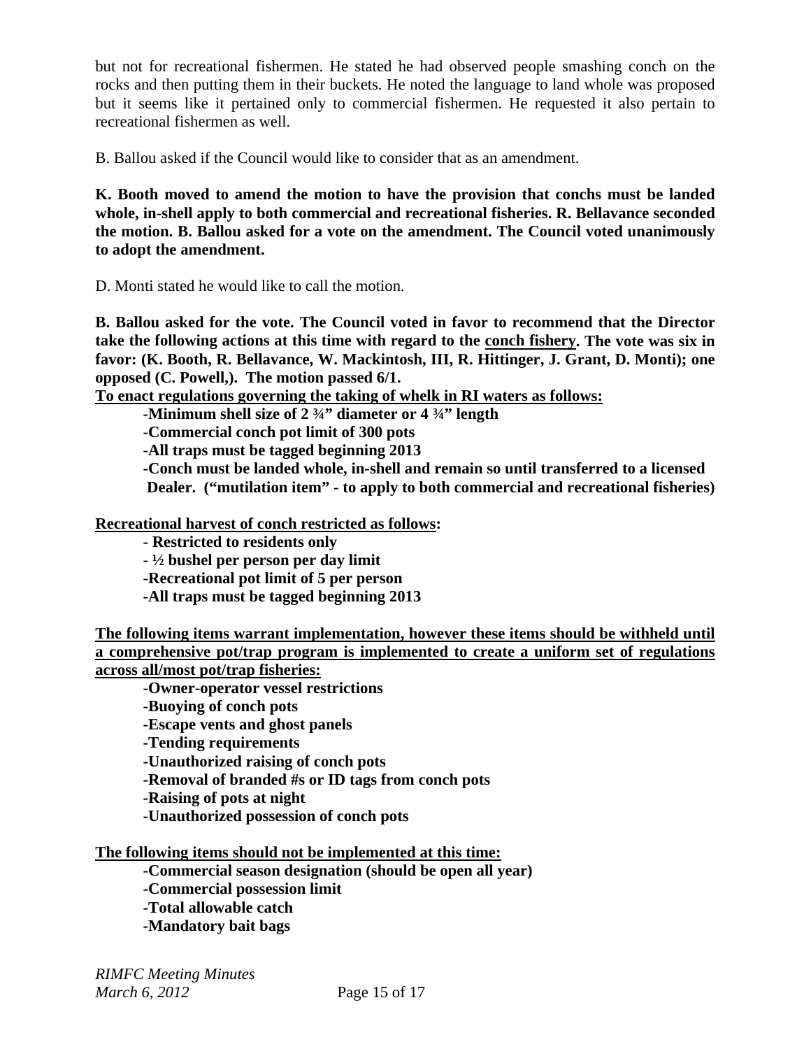but not for recreational fishermen. He stated he had observed people smashing conch on the rocks and then putting them in their buckets. He noted the language to land whole was proposed but it seems like it pertained only to commercial fishermen. He requested it also pertain to recreational fishermen as well.

B. Ballou asked if the Council would like to consider that as an amendment.

**K. Booth moved to amend the motion to have the provision that conchs must be landed whole, in-shell apply to both commercial and recreational fisheries. R. Bellavance seconded the motion. B. Ballou asked for a vote on the amendment. The Council voted unanimously to adopt the amendment.**

D. Monti stated he would like to call the motion.

**B. Ballou asked for the vote. The Council voted in favor to recommend that the Director take the following actions at this time with regard to the <u>conch fishery</u>. The vote was six in favor: (K. Booth, R. Bellavance, W. Mackintosh, III, R. Hittinger, J. Grant, D. Monti); one opposed (C. Powell,). The motion passed 6/1.**

**<u>To enact regulations governing the taking of whelk in RI waters as follows:</u>**

- **-Minimum shell size of 2 ¾" diameter or 4 ¾" length**
- **-Commercial conch pot limit of 300 pots**
- **-All traps must be tagged beginning 2013**
- **-Conch must be landed whole, in-shell and remain so until transferred to a licensed Dealer. ("mutilation item" - to apply to both commercial and recreational fisheries)**

**<u>Recreational harvest of conch restricted as follows</u>:**

- **- Restricted to residents only**
- **- ½ bushel per person per day limit**
- **-Recreational pot limit of 5 per person**
- **-All traps must be tagged beginning 2013**

**<u>The following items warrant implementation, however these items should be withheld until a comprehensive pot/trap program is implemented to create a uniform set of regulations across all/most pot/trap fisheries:</u>**

- **-Owner-operator vessel restrictions**
- **-Buoying of conch pots**
- **-Escape vents and ghost panels**
- **-Tending requirements**
- **-Unauthorized raising of conch pots**
- **-Removal of branded #s or ID tags from conch pots**
- **-Raising of pots at night**
- **-Unauthorized possession of conch pots**

**<u>The following items should not be implemented at this time:</u>**

- **-Commercial season designation (should be open all year)**
- **-Commercial possession limit**
- **-Total allowable catch**
- **-Mandatory bait bags**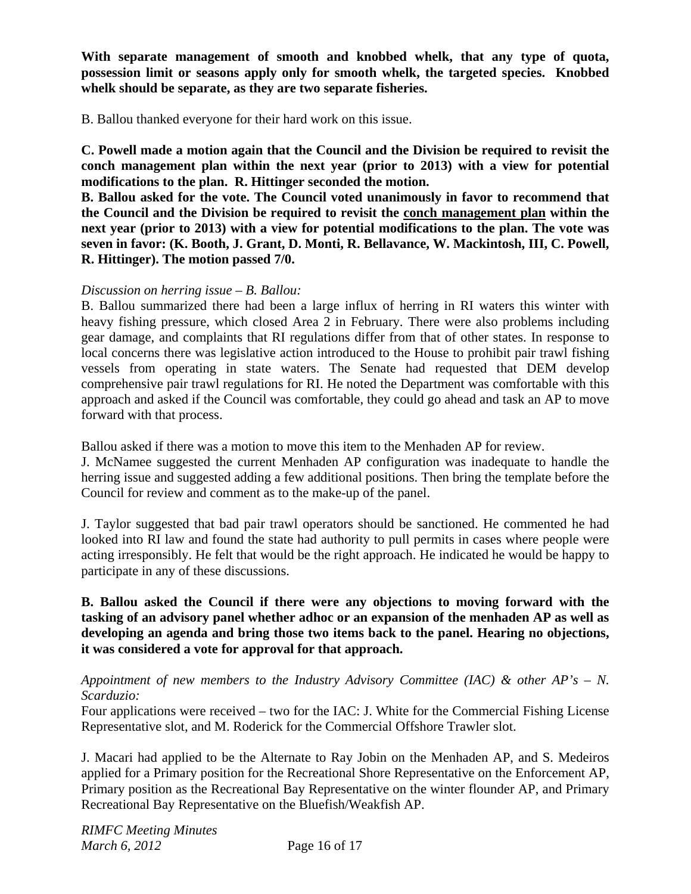**With separate management of smooth and knobbed whelk, that any type of quota, possession limit or seasons apply only for smooth whelk, the targeted species. Knobbed whelk should be separate, as they are two separate fisheries.**

B. Ballou thanked everyone for their hard work on this issue.

**C. Powell made a motion again that the Council and the Division be required to revisit the conch management plan within the next year (prior to 2013) with a view for potential modifications to the plan. R. Hittinger seconded the motion.**
**B. Ballou asked for the vote. The Council voted unanimously in favor to recommend that the Council and the Division be required to revisit the <u>conch management plan</u> within the next year (prior to 2013) with a view for potential modifications to the plan. The vote was seven in favor: (K. Booth, J. Grant, D. Monti, R. Bellavance, W. Mackintosh, III, C. Powell, R. Hittinger). The motion passed 7/0.**

*Discussion on herring issue – B. Ballou:*
B. Ballou summarized there had been a large influx of herring in RI waters this winter with heavy fishing pressure, which closed Area 2 in February. There were also problems including gear damage, and complaints that RI regulations differ from that of other states. In response to local concerns there was legislative action introduced to the House to prohibit pair trawl fishing vessels from operating in state waters. The Senate had requested that DEM develop comprehensive pair trawl regulations for RI. He noted the Department was comfortable with this approach and asked if the Council was comfortable, they could go ahead and task an AP to move forward with that process.

Ballou asked if there was a motion to move this item to the Menhaden AP for review.
J. McNamee suggested the current Menhaden AP configuration was inadequate to handle the herring issue and suggested adding a few additional positions. Then bring the template before the Council for review and comment as to the make-up of the panel.

J. Taylor suggested that bad pair trawl operators should be sanctioned. He commented he had looked into RI law and found the state had authority to pull permits in cases where people were acting irresponsibly. He felt that would be the right approach. He indicated he would be happy to participate in any of these discussions.

**B. Ballou asked the Council if there were any objections to moving forward with the tasking of an advisory panel whether adhoc or an expansion of the menhaden AP as well as developing an agenda and bring those two items back to the panel. Hearing no objections, it was considered a vote for approval for that approach.**

*Appointment of new members to the Industry Advisory Committee (IAC) & other AP's – N. Scarduzio:*
Four applications were received – two for the IAC: J. White for the Commercial Fishing License Representative slot, and M. Roderick for the Commercial Offshore Trawler slot.

J. Macari had applied to be the Alternate to Ray Jobin on the Menhaden AP, and S. Medeiros applied for a Primary position for the Recreational Shore Representative on the Enforcement AP, Primary position as the Recreational Bay Representative on the winter flounder AP, and Primary Recreational Bay Representative on the Bluefish/Weakfish AP.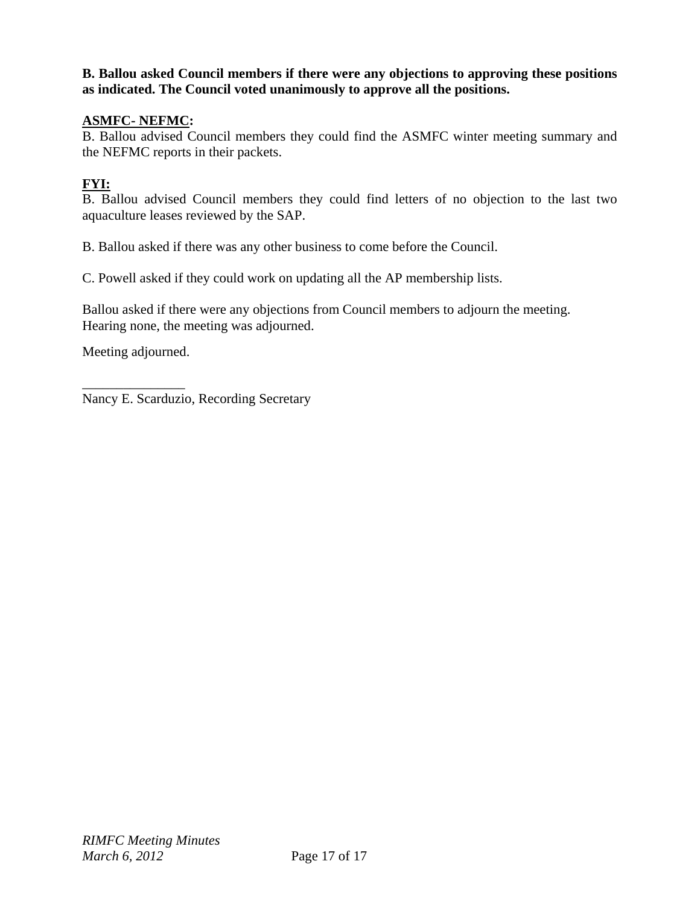**B. Ballou asked Council members if there were any objections to approving these positions as indicated. The Council voted unanimously to approve all the positions.**

**ASMFC- NEFMC:**
B. Ballou advised Council members they could find the ASMFC winter meeting summary and the NEFMC reports in their packets.

**FYI:**
B. Ballou advised Council members they could find letters of no objection to the last two aquaculture leases reviewed by the SAP.

B. Ballou asked if there was any other business to come before the Council.

C. Powell asked if they could work on updating all the AP membership lists.

Ballou asked if there were any objections from Council members to adjourn the meeting. Hearing none, the meeting was adjourned.

Meeting adjourned.

_______________
Nancy E. Scarduzio, Recording Secretary